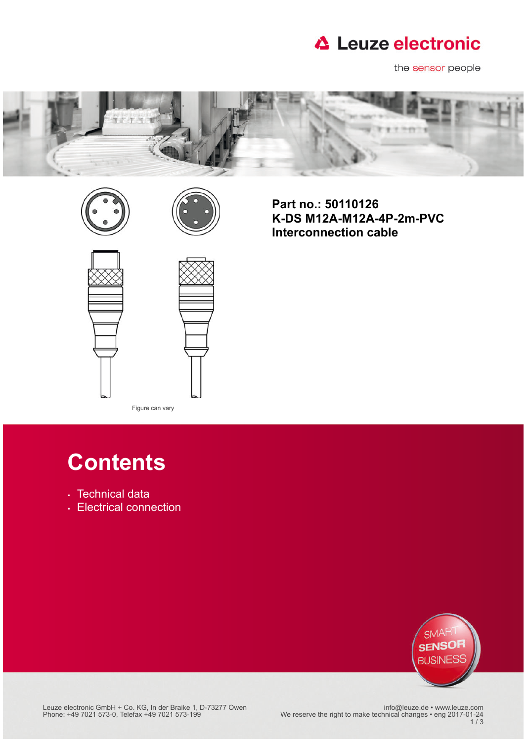Leuze electronic

the sensor people

**Part no.: 50110126**
**K-DS M12A-M12A-4P-2m-PVC**
**Interconnection cable**

Figure can vary

# Contents

- Technical data
- Electrical connection

SMART SENSOR BUSINESS

Leuze electronic GmbH + Co. KG, In der Braike 1, D-73277 Owen
Phone: +49 7021 573-0, Telefax +49 7021 573-199

info@leuze.de • www.leuze.com
We reserve the right to make technical changes • eng 2017-01-24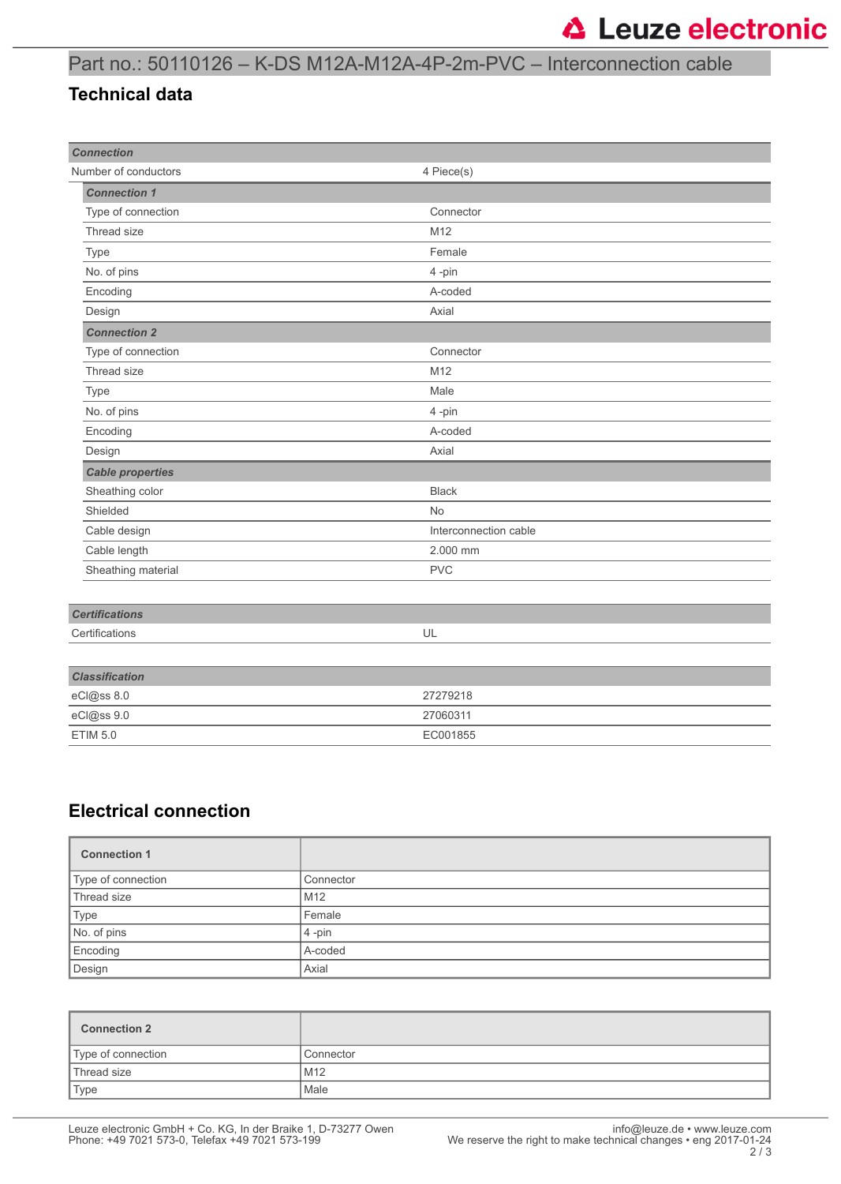Part no.: 50110126 – K-DS M12A-M12A-4P-2m-PVC – Interconnection cable

## Technical data

| *Connection* | |
|---|---|
| Number of conductors | 4 Piece(s) |
| ***Connection 1*** | |
| Type of connection | Connector |
| Thread size | M12 |
| Type | Female |
| No. of pins | 4 -pin |
| Encoding | A-coded |
| Design | Axial |
| ***Connection 2*** | |
| Type of connection | Connector |
| Thread size | M12 |
| Type | Male |
| No. of pins | 4 -pin |
| Encoding | A-coded |
| Design | Axial |
| ***Cable properties*** | |
| Sheathing color | Black |
| Shielded | No |
| Cable design | Interconnection cable |
| Cable length | 2.000 mm |
| Sheathing material | PVC |

| *Certifications* | |
|---|---|
| Certifications | UL |

| *Classification* | |
|---|---|
| eCl@ss 8.0 | 27279218 |
| eCl@ss 9.0 | 27060311 |
| ETIM 5.0 | EC001855 |

## Electrical connection

| **Connection 1** | |
|---|---|
| Type of connection | Connector |
| Thread size | M12 |
| Type | Female |
| No. of pins | 4 -pin |
| Encoding | A-coded |
| Design | Axial |

| **Connection 2** | |
|---|---|
| Type of connection | Connector |
| Thread size | M12 |
| Type | Male |

Leuze electronic GmbH + Co. KG, In der Braike 1, D-73277 Owen
Phone: +49 7021 573-0, Telefax +49 7021 573-199

info@leuze.de • www.leuze.com
We reserve the right to make technical changes • eng 2017-01-24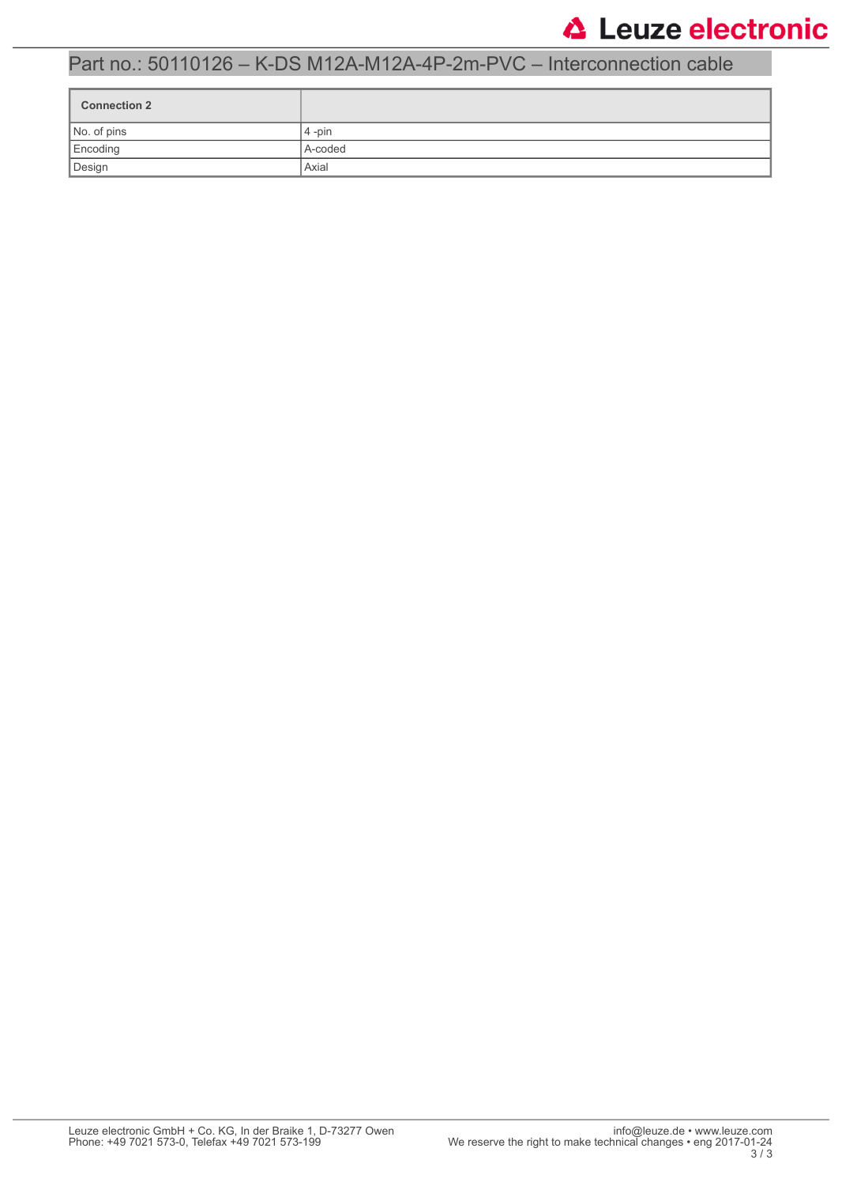| Connection 2 | |
|---|---|
| No. of pins | 4 -pin |
| Encoding | A-coded |
| Design | Axial |